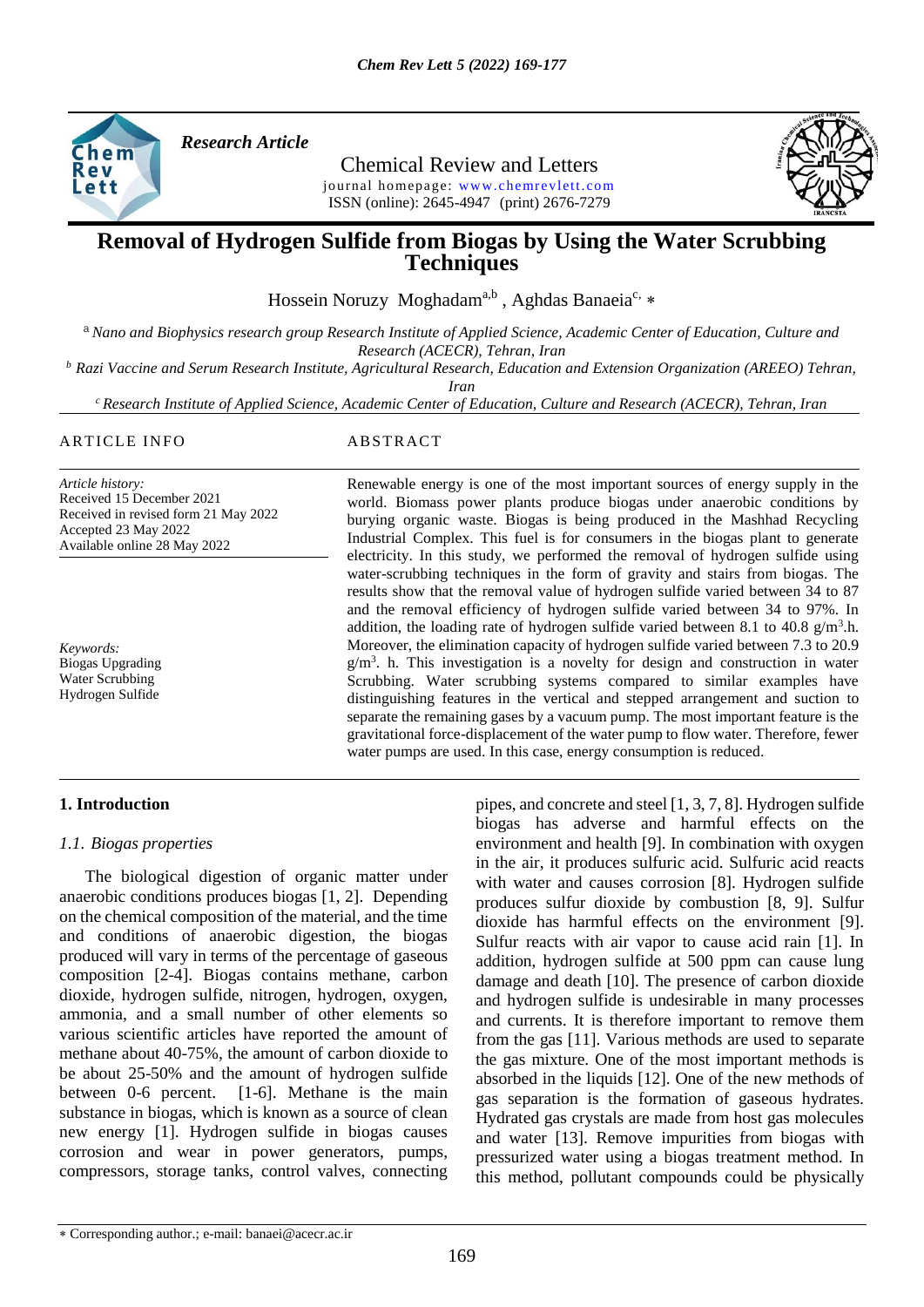*Research Article*

Chemical Review and Letters

journal homepage: www.chemrevlett.com

ISSN (online): 2645-4947 (print) 2676-7279

# Removal of Hydrogen Sulfide from Biogas by Using the Water Scrubbing Techniques

Hossein Noruzy Moghadam[a,b] , Aghdas Banaeia[c,] *

[a] *Nano and Biophysics research group Research Institute of Applied Science, Academic Center of Education, Culture and Research (ACECR), Tehran, Iran*

[b] *Razi Vaccine and Serum Research Institute, Agricultural Research, Education and Extension Organization (AREEO) Tehran, Iran*

[c] *Research Institute of Applied Science, Academic Center of Education, Culture and Research (ACECR), Tehran, Iran*

ARTICLE INFO

*Article history:*
Received 15 December 2021
Received in revised form 21 May 2022
Accepted 23 May 2022
Available online 28 May 2022

*Keywords:*
Biogas Upgrading
Water Scrubbing
Hydrogen Sulfide

ABSTRACT

Renewable energy is one of the most important sources of energy supply in the world. Biomass power plants produce biogas under anaerobic conditions by burying organic waste. Biogas is being produced in the Mashhad Recycling Industrial Complex. This fuel is for consumers in the biogas plant to generate electricity. In this study, we performed the removal of hydrogen sulfide using water-scrubbing techniques in the form of gravity and stairs from biogas. The results show that the removal value of hydrogen sulfide varied between 34 to 87 and the removal efficiency of hydrogen sulfide varied between 34 to 97%. In addition, the loading rate of hydrogen sulfide varied between 8.1 to 40.8 $g/m^3.h$. Moreover, the elimination capacity of hydrogen sulfide varied between 7.3 to 20.9 $g/m^3$. h. This investigation is a novelty for design and construction in water Scrubbing. Water scrubbing systems compared to similar examples have distinguishing features in the vertical and stepped arrangement and suction to separate the remaining gases by a vacuum pump. The most important feature is the gravitational force-displacement of the water pump to flow water. Therefore, fewer water pumps are used. In this case, energy consumption is reduced.

## 1. Introduction

### *1.1. Biogas properties*

The biological digestion of organic matter under anaerobic conditions produces biogas [1, 2]. Depending on the chemical composition of the material, and the time and conditions of anaerobic digestion, the biogas produced will vary in terms of the percentage of gaseous composition [2-4]. Biogas contains methane, carbon dioxide, hydrogen sulfide, nitrogen, hydrogen, oxygen, ammonia, and a small number of other elements so various scientific articles have reported the amount of methane about 40-75%, the amount of carbon dioxide to be about 25-50% and the amount of hydrogen sulfide between 0-6 percent. [1-6]. Methane is the main substance in biogas, which is known as a source of clean new energy [1]. Hydrogen sulfide in biogas causes corrosion and wear in power generators, pumps, compressors, storage tanks, control valves, connecting pipes, and concrete and steel [1, 3, 7, 8]. Hydrogen sulfide biogas has adverse and harmful effects on the environment and health [9]. In combination with oxygen in the air, it produces sulfuric acid. Sulfuric acid reacts with water and causes corrosion [8]. Hydrogen sulfide produces sulfur dioxide by combustion [8, 9]. Sulfur dioxide has harmful effects on the environment [9]. Sulfur reacts with air vapor to cause acid rain [1]. In addition, hydrogen sulfide at 500 ppm can cause lung damage and death [10]. The presence of carbon dioxide and hydrogen sulfide is undesirable in many processes and currents. It is therefore important to remove them from the gas [11]. Various methods are used to separate the gas mixture. One of the most important methods is absorbed in the liquids [12]. One of the new methods of gas separation is the formation of gaseous hydrates. Hydrated gas crystals are made from host gas molecules and water [13]. Remove impurities from biogas with pressurized water using a biogas treatment method. In this method, pollutant compounds could be physically

* Corresponding author.; e-mail: banaei@acecr.ac.ir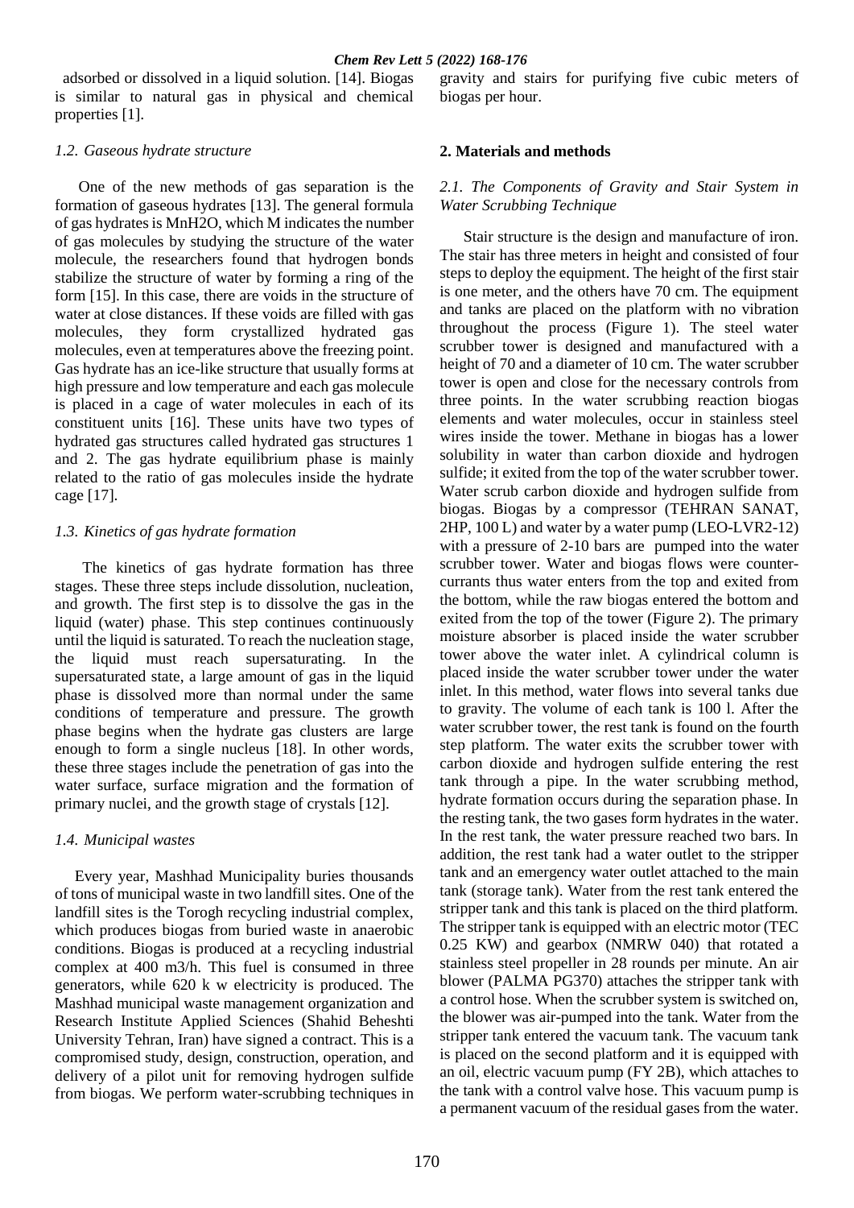adsorbed or dissolved in a liquid solution. [14]. Biogas is similar to natural gas in physical and chemical properties [1].

### *1.2. Gaseous hydrate structure*

One of the new methods of gas separation is the formation of gaseous hydrates [13]. The general formula of gas hydrates is MnH2O, which M indicates the number of gas molecules by studying the structure of the water molecule, the researchers found that hydrogen bonds stabilize the structure of water by forming a ring of the form [15]. In this case, there are voids in the structure of water at close distances. If these voids are filled with gas molecules, they form crystallized hydrated gas molecules, even at temperatures above the freezing point. Gas hydrate has an ice-like structure that usually forms at high pressure and low temperature and each gas molecule is placed in a cage of water molecules in each of its constituent units [16]. These units have two types of hydrated gas structures called hydrated gas structures 1 and 2. The gas hydrate equilibrium phase is mainly related to the ratio of gas molecules inside the hydrate cage [17].

### *1.3. Kinetics of gas hydrate formation*

The kinetics of gas hydrate formation has three stages. These three steps include dissolution, nucleation, and growth. The first step is to dissolve the gas in the liquid (water) phase. This step continues continuously until the liquid is saturated. To reach the nucleation stage, the liquid must reach supersaturating. In the supersaturated state, a large amount of gas in the liquid phase is dissolved more than normal under the same conditions of temperature and pressure. The growth phase begins when the hydrate gas clusters are large enough to form a single nucleus [18]. In other words, these three stages include the penetration of gas into the water surface, surface migration and the formation of primary nuclei, and the growth stage of crystals [12].

### *1.4. Municipal wastes*

Every year, Mashhad Municipality buries thousands of tons of municipal waste in two landfill sites. One of the landfill sites is the Torogh recycling industrial complex, which produces biogas from buried waste in anaerobic conditions. Biogas is produced at a recycling industrial complex at 400 m3/h. This fuel is consumed in three generators, while 620 k w electricity is produced. The Mashhad municipal waste management organization and Research Institute Applied Sciences (Shahid Beheshti University Tehran, Iran) have signed a contract. This is a compromised study, design, construction, operation, and delivery of a pilot unit for removing hydrogen sulfide from biogas. We perform water-scrubbing techniques in gravity and stairs for purifying five cubic meters of biogas per hour.

## **2. Materials and methods**

### *2.1. The Components of Gravity and Stair System in Water Scrubbing Technique*

Stair structure is the design and manufacture of iron. The stair has three meters in height and consisted of four steps to deploy the equipment. The height of the first stair is one meter, and the others have 70 cm. The equipment and tanks are placed on the platform with no vibration throughout the process (Figure 1). The steel water scrubber tower is designed and manufactured with a height of 70 and a diameter of 10 cm. The water scrubber tower is open and close for the necessary controls from three points. In the water scrubbing reaction biogas elements and water molecules, occur in stainless steel wires inside the tower. Methane in biogas has a lower solubility in water than carbon dioxide and hydrogen sulfide; it exited from the top of the water scrubber tower. Water scrub carbon dioxide and hydrogen sulfide from biogas. Biogas by a compressor (TEHRAN SANAT, 2HP, 100 L) and water by a water pump (LEO-LVR2-12) with a pressure of 2-10 bars are pumped into the water scrubber tower. Water and biogas flows were counter-currants thus water enters from the top and exited from the bottom, while the raw biogas entered the bottom and exited from the top of the tower (Figure 2). The primary moisture absorber is placed inside the water scrubber tower above the water inlet. A cylindrical column is placed inside the water scrubber tower under the water inlet. In this method, water flows into several tanks due to gravity. The volume of each tank is 100 l. After the water scrubber tower, the rest tank is found on the fourth step platform. The water exits the scrubber tower with carbon dioxide and hydrogen sulfide entering the rest tank through a pipe. In the water scrubbing method, hydrate formation occurs during the separation phase. In the resting tank, the two gases form hydrates in the water. In the rest tank, the water pressure reached two bars. In addition, the rest tank had a water outlet to the stripper tank and an emergency water outlet attached to the main tank (storage tank). Water from the rest tank entered the stripper tank and this tank is placed on the third platform. The stripper tank is equipped with an electric motor (TEC 0.25 KW) and gearbox (NMRW 040) that rotated a stainless steel propeller in 28 rounds per minute. An air blower (PALMA PG370) attaches the stripper tank with a control hose. When the scrubber system is switched on, the blower was air-pumped into the tank. Water from the stripper tank entered the vacuum tank. The vacuum tank is placed on the second platform and it is equipped with an oil, electric vacuum pump (FY 2B), which attaches to the tank with a control valve hose. This vacuum pump is a permanent vacuum of the residual gases from the water.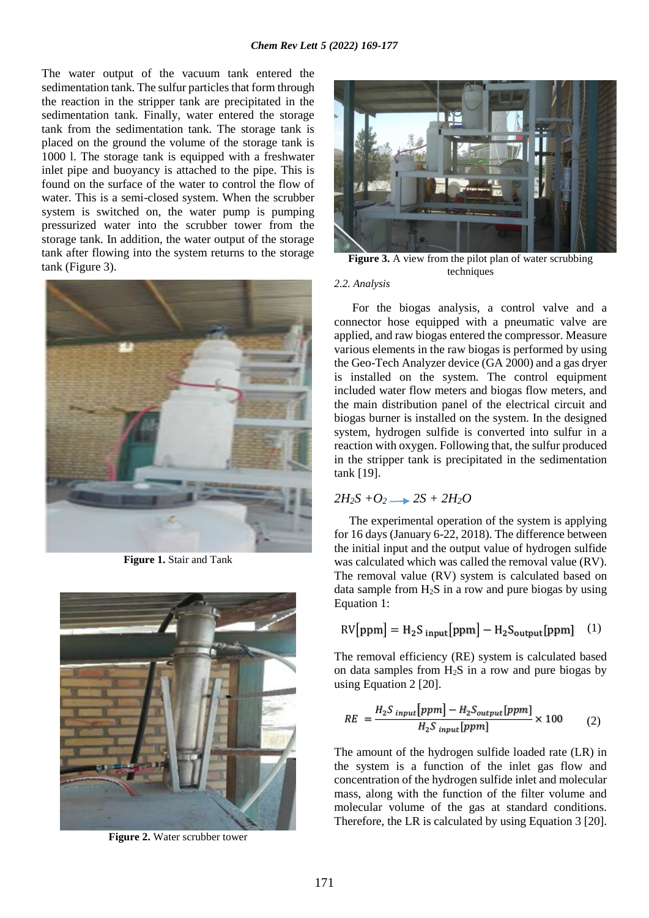The water output of the vacuum tank entered the sedimentation tank. The sulfur particles that form through the reaction in the stripper tank are precipitated in the sedimentation tank. Finally, water entered the storage tank from the sedimentation tank. The storage tank is placed on the ground the volume of the storage tank is 1000 l. The storage tank is equipped with a freshwater inlet pipe and buoyancy is attached to the pipe. This is found on the surface of the water to control the flow of water. This is a semi-closed system. When the scrubber system is switched on, the water pump is pumping pressurized water into the scrubber tower from the storage tank. In addition, the water output of the storage tank after flowing into the system returns to the storage tank (Figure 3).

**Figure 1.** Stair and Tank

**Figure 2.** Water scrubber tower

**Figure 3.** A view from the pilot plan of water scrubbing techniques

*2.2. Analysis*

For the biogas analysis, a control valve and a connector hose equipped with a pneumatic valve are applied, and raw biogas entered the compressor. Measure various elements in the raw biogas is performed by using the Geo-Tech Analyzer device (GA 2000) and a gas dryer is installed on the system. The control equipment included water flow meters and biogas flow meters, and the main distribution panel of the electrical circuit and biogas burner is installed on the system. In the designed system, hydrogen sulfide is converted into sulfur in a reaction with oxygen. Following that, the sulfur produced in the stripper tank is precipitated in the sedimentation tank [19].

$$2H_2S + O_2 \rightarrow 2S + 2H_2O$$

The experimental operation of the system is applying for 16 days (January 6-22, 2018). The difference between the initial input and the output value of hydrogen sulfide was calculated which was called the removal value (RV). The removal value (RV) system is calculated based on data sample from $H_2S$ in a row and pure biogas by using Equation 1:

$$\mathrm{RV}[\mathrm{ppm}] = \mathrm{H_2S}_{\mathrm{input}}[\mathrm{ppm}] - \mathrm{H_2S}_{\mathrm{output}}[\mathrm{ppm}] \quad (1)$$

The removal efficiency (RE) system is calculated based on data samples from $H_2S$ in a row and pure biogas by using Equation 2 [20].

$$RE = \frac{H_2S_{input}[ppm] - H_2S_{output}[ppm]}{H_2S_{input}[ppm]} \times 100 \quad (2)$$

The amount of the hydrogen sulfide loaded rate (LR) in the system is a function of the inlet gas flow and concentration of the hydrogen sulfide inlet and molecular mass, along with the function of the filter volume and molecular volume of the gas at standard conditions. Therefore, the LR is calculated by using Equation 3 [20].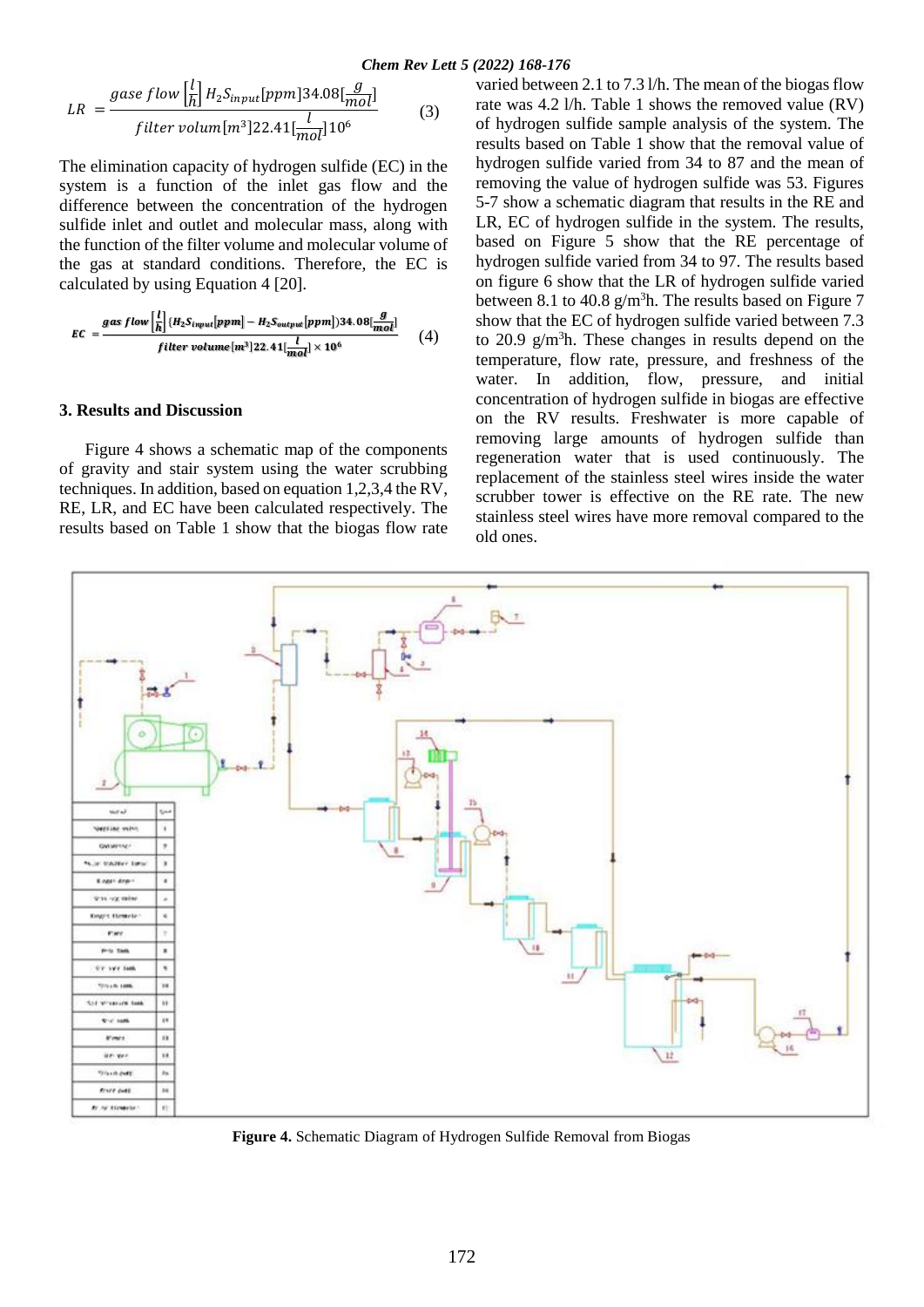$$LR = \frac{gase\ flow\left[\frac{l}{h}\right] H_2S_{input}[ppm]34.08[\frac{g}{mol}]}{filter\ volum[m^3]22.41[\frac{l}{mol}]10^6} \quad (3)$$

The elimination capacity of hydrogen sulfide (EC) in the system is a function of the inlet gas flow and the difference between the concentration of the hydrogen sulfide inlet and outlet and molecular mass, along with the function of the filter volume and molecular volume of the gas at standard conditions. Therefore, the EC is calculated by using Equation 4 [20].

$$EC = \frac{gas\ flow\left[\frac{l}{h}\right](H_2S_{input}[ppm] - H_2S_{output}[ppm])34.08[\frac{g}{mol}]}{filter\ volume[m^3]22.41[\frac{l}{mol}] \times 10^6} \quad (4)$$

## 3. Results and Discussion

Figure 4 shows a schematic map of the components of gravity and stair system using the water scrubbing techniques. In addition, based on equation 1,2,3,4 the RV, RE, LR, and EC have been calculated respectively. The results based on Table 1 show that the biogas flow rate varied between 2.1 to 7.3 l/h. The mean of the biogas flow rate was 4.2 l/h. Table 1 shows the removed value (RV) of hydrogen sulfide sample analysis of the system. The results based on Table 1 show that the removal value of hydrogen sulfide varied from 34 to 87 and the mean of removing the value of hydrogen sulfide was 53. Figures 5-7 show a schematic diagram that results in the RE and LR, EC of hydrogen sulfide in the system. The results, based on Figure 5 show that the RE percentage of hydrogen sulfide varied from 34 to 97. The results based on figure 6 show that the LR of hydrogen sulfide varied between 8.1 to 40.8 g/m$^3$h. The results based on Figure 7 show that the EC of hydrogen sulfide varied between 7.3 to 20.9 g/m$^3$h. These changes in results depend on the temperature, flow rate, pressure, and freshness of the water. In addition, flow, pressure, and initial concentration of hydrogen sulfide in biogas are effective on the RV results. Freshwater is more capable of removing large amounts of hydrogen sulfide than regeneration water that is used continuously. The replacement of the stainless steel wires inside the water scrubber tower is effective on the RE rate. The new stainless steel wires have more removal compared to the old ones.

**Figure 4.** Schematic Diagram of Hydrogen Sulfide Removal from Biogas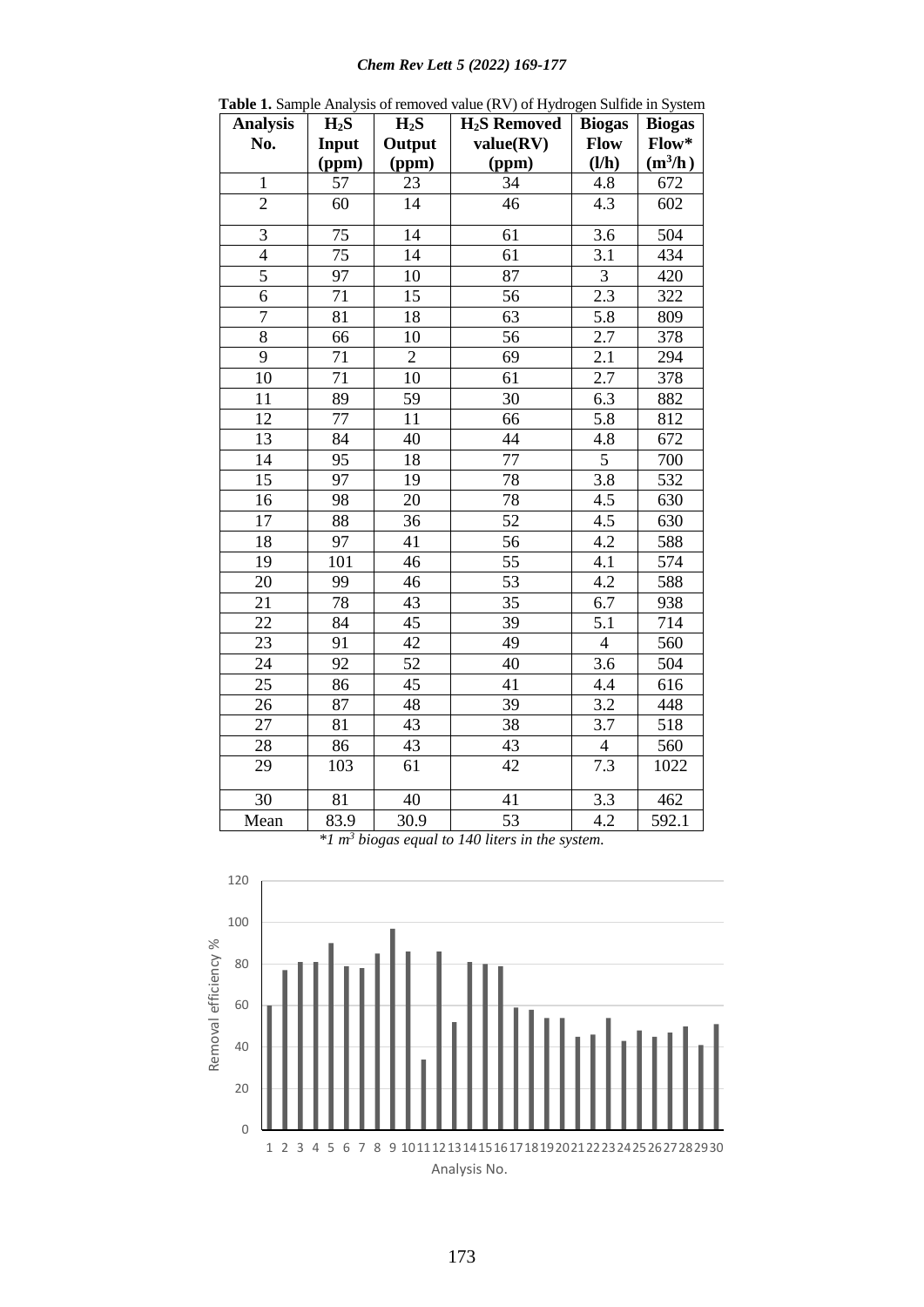**Table 1.** Sample Analysis of removed value (RV) of Hydrogen Sulfide in System

| Analysis No. | $H_2S$ Input (ppm) | $H_2S$ Output (ppm) | $H_2S$ Removed value(RV) (ppm) | Biogas Flow (l/h) | Biogas Flow* ($m^3/h$) |
|---|---|---|---|---|---|
| 1 | 57 | 23 | 34 | 4.8 | 672 |
| 2 | 60 | 14 | 46 | 4.3 | 602 |
| 3 | 75 | 14 | 61 | 3.6 | 504 |
| 4 | 75 | 14 | 61 | 3.1 | 434 |
| 5 | 97 | 10 | 87 | 3 | 420 |
| 6 | 71 | 15 | 56 | 2.3 | 322 |
| 7 | 81 | 18 | 63 | 5.8 | 809 |
| 8 | 66 | 10 | 56 | 2.7 | 378 |
| 9 | 71 | 2 | 69 | 2.1 | 294 |
| 10 | 71 | 10 | 61 | 2.7 | 378 |
| 11 | 89 | 59 | 30 | 6.3 | 882 |
| 12 | 77 | 11 | 66 | 5.8 | 812 |
| 13 | 84 | 40 | 44 | 4.8 | 672 |
| 14 | 95 | 18 | 77 | 5 | 700 |
| 15 | 97 | 19 | 78 | 3.8 | 532 |
| 16 | 98 | 20 | 78 | 4.5 | 630 |
| 17 | 88 | 36 | 52 | 4.5 | 630 |
| 18 | 97 | 41 | 56 | 4.2 | 588 |
| 19 | 101 | 46 | 55 | 4.1 | 574 |
| 20 | 99 | 46 | 53 | 4.2 | 588 |
| 21 | 78 | 43 | 35 | 6.7 | 938 |
| 22 | 84 | 45 | 39 | 5.1 | 714 |
| 23 | 91 | 42 | 49 | 4 | 560 |
| 24 | 92 | 52 | 40 | 3.6 | 504 |
| 25 | 86 | 45 | 41 | 4.4 | 616 |
| 26 | 87 | 48 | 39 | 3.2 | 448 |
| 27 | 81 | 43 | 38 | 3.7 | 518 |
| 28 | 86 | 43 | 43 | 4 | 560 |
| 29 | 103 | 61 | 42 | 7.3 | 1022 |
| 30 | 81 | 40 | 41 | 3.3 | 462 |
| Mean | 83.9 | 30.9 | 53 | 4.2 | 592.1 |

*\*1 $m^3$ biogas equal to 140 liters in the system.*

| Analysis No. | Removal efficiency % |
|---|---|
| 1 | 60 |
| 2 | 77 |
| 3 | 81 |
| 4 | 81 |
| 5 | 90 |
| 6 | 79 |
| 7 | 78 |
| 8 | 85 |
| 9 | 97 |
| 10 | 86 |
| 11 | 34 |
| 12 | 86 |
| 13 | 52 |
| 14 | 81 |
| 15 | 80 |
| 16 | 79 |
| 17 | 59 |
| 18 | 58 |
| 19 | 54 |
| 20 | 54 |
| 21 | 45 |
| 22 | 46 |
| 23 | 54 |
| 24 | 43 |
| 25 | 48 |
| 26 | 45 |
| 27 | 47 |
| 28 | 50 |
| 29 | 41 |
| 30 | 51 |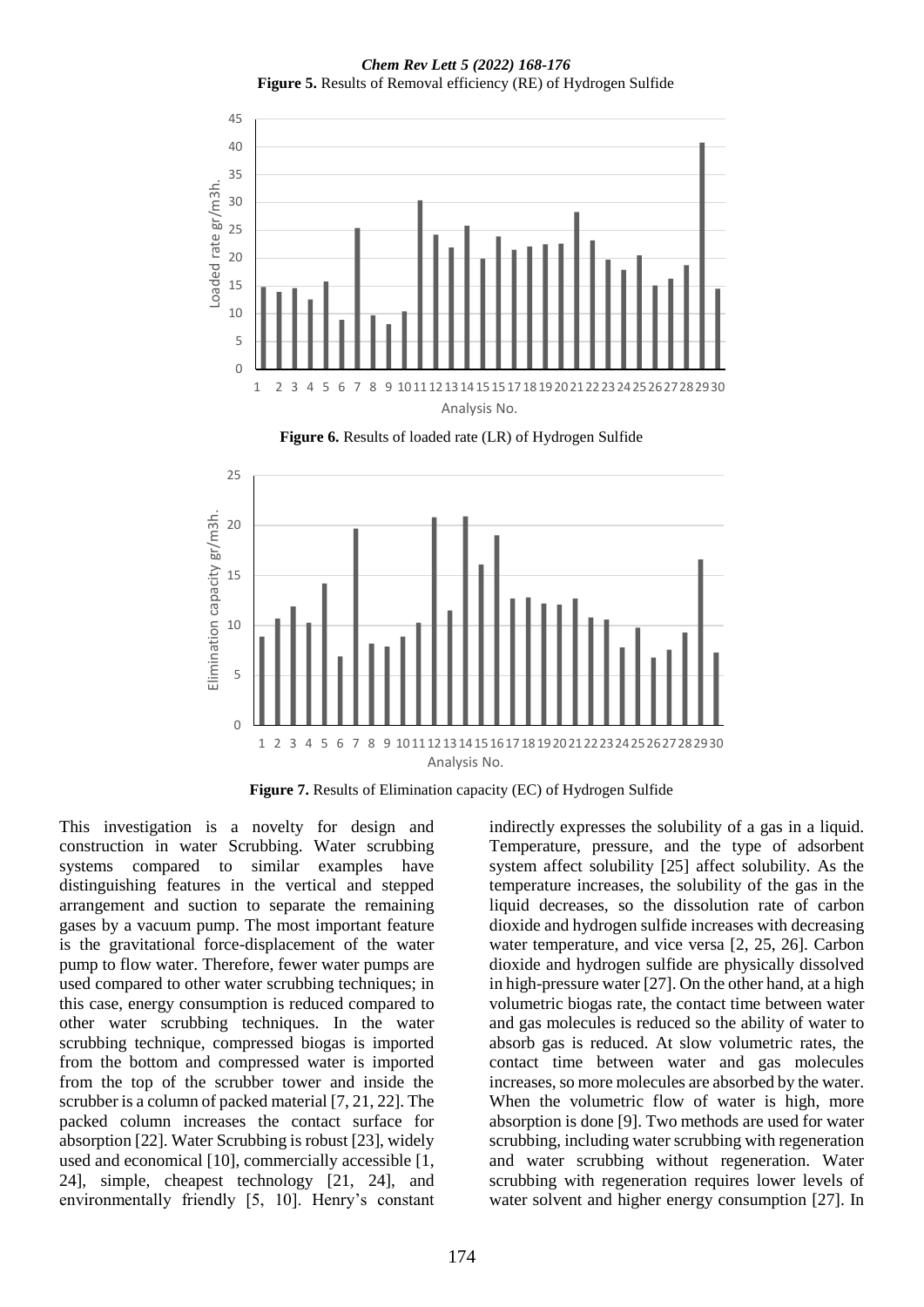**Figure 5.** Results of Removal efficiency (RE) of Hydrogen Sulfide

**Figure 6.** Results of loaded rate (LR) of Hydrogen Sulfide

**Figure 7.** Results of Elimination capacity (EC) of Hydrogen Sulfide

This investigation is a novelty for design and construction in water Scrubbing. Water scrubbing systems compared to similar examples have distinguishing features in the vertical and stepped arrangement and suction to separate the remaining gases by a vacuum pump. The most important feature is the gravitational force-displacement of the water pump to flow water. Therefore, fewer water pumps are used compared to other water scrubbing techniques; in this case, energy consumption is reduced compared to other water scrubbing techniques. In the water scrubbing technique, compressed biogas is imported from the bottom and compressed water is imported from the top of the scrubber tower and inside the scrubber is a column of packed material [7, 21, 22]. The packed column increases the contact surface for absorption [22]. Water Scrubbing is robust [23], widely used and economical [10], commercially accessible [1, 24], simple, cheapest technology [21, 24], and environmentally friendly [5, 10]. Henry's constant indirectly expresses the solubility of a gas in a liquid. Temperature, pressure, and the type of adsorbent system affect solubility [25] affect solubility. As the temperature increases, the solubility of the gas in the liquid decreases, so the dissolution rate of carbon dioxide and hydrogen sulfide increases with decreasing water temperature, and vice versa [2, 25, 26]. Carbon dioxide and hydrogen sulfide are physically dissolved in high-pressure water [27]. On the other hand, at a high volumetric biogas rate, the contact time between water and gas molecules is reduced so the ability of water to absorb gas is reduced. At slow volumetric rates, the contact time between water and gas molecules increases, so more molecules are absorbed by the water. When the volumetric flow of water is high, more absorption is done [9]. Two methods are used for water scrubbing, including water scrubbing with regeneration and water scrubbing without regeneration. Water scrubbing with regeneration requires lower levels of water solvent and higher energy consumption [27]. In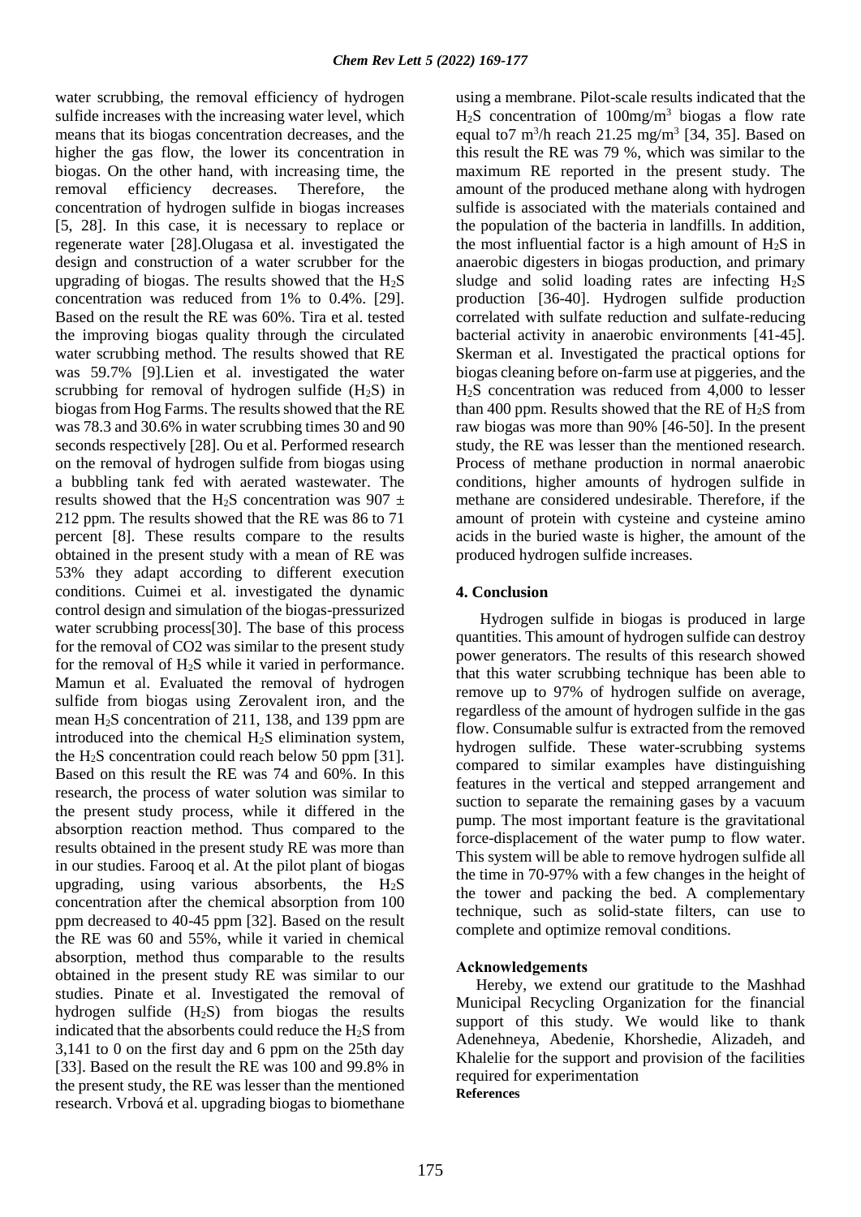water scrubbing, the removal efficiency of hydrogen sulfide increases with the increasing water level, which means that its biogas concentration decreases, and the higher the gas flow, the lower its concentration in biogas. On the other hand, with increasing time, the removal efficiency decreases. Therefore, the concentration of hydrogen sulfide in biogas increases [5, 28]. In this case, it is necessary to replace or regenerate water [28].Olugasa et al. investigated the design and construction of a water scrubber for the upgrading of biogas. The results showed that the $H_2S$ concentration was reduced from 1% to 0.4%. [29]. Based on the result the RE was 60%. Tira et al. tested the improving biogas quality through the circulated water scrubbing method. The results showed that RE was 59.7% [9].Lien et al. investigated the water scrubbing for removal of hydrogen sulfide ($H_2S$) in biogas from Hog Farms. The results showed that the RE was 78.3 and 30.6% in water scrubbing times 30 and 90 seconds respectively [28]. Ou et al. Performed research on the removal of hydrogen sulfide from biogas using a bubbling tank fed with aerated wastewater. The results showed that the $H_2S$ concentration was 907 ± 212 ppm. The results showed that the RE was 86 to 71 percent [8]. These results compare to the results obtained in the present study with a mean of RE was 53% they adapt according to different execution conditions. Cuimei et al. investigated the dynamic control design and simulation of the biogas-pressurized water scrubbing process[30]. The base of this process for the removal of CO2 was similar to the present study for the removal of $H_2S$ while it varied in performance. Mamun et al. Evaluated the removal of hydrogen sulfide from biogas using Zerovalent iron, and the mean $H_2S$ concentration of 211, 138, and 139 ppm are introduced into the chemical $H_2S$ elimination system, the $H_2S$ concentration could reach below 50 ppm [31]. Based on this result the RE was 74 and 60%. In this research, the process of water solution was similar to the present study process, while it differed in the absorption reaction method. Thus compared to the results obtained in the present study RE was more than in our studies. Farooq et al. At the pilot plant of biogas upgrading, using various absorbents, the $H_2S$ concentration after the chemical absorption from 100 ppm decreased to 40-45 ppm [32]. Based on the result the RE was 60 and 55%, while it varied in chemical absorption, method thus comparable to the results obtained in the present study RE was similar to our studies. Pinate et al. Investigated the removal of hydrogen sulfide ($H_2S$) from biogas the results indicated that the absorbents could reduce the $H_2S$ from 3,141 to 0 on the first day and 6 ppm on the 25th day [33]. Based on the result the RE was 100 and 99.8% in the present study, the RE was lesser than the mentioned research. Vrbová et al. upgrading biogas to biomethane using a membrane. Pilot-scale results indicated that the $H_2S$ concentration of 100mg/m$^3$ biogas a flow rate equal to7 m$^3$/h reach 21.25 mg/m$^3$ [34, 35]. Based on this result the RE was 79 %, which was similar to the maximum RE reported in the present study. The amount of the produced methane along with hydrogen sulfide is associated with the materials contained and the population of the bacteria in landfills. In addition, the most influential factor is a high amount of $H_2S$ in anaerobic digesters in biogas production, and primary sludge and solid loading rates are infecting $H_2S$ production [36-40]. Hydrogen sulfide production correlated with sulfate reduction and sulfate-reducing bacterial activity in anaerobic environments [41-45]. Skerman et al. Investigated the practical options for biogas cleaning before on-farm use at piggeries, and the $H_2S$ concentration was reduced from 4,000 to lesser than 400 ppm. Results showed that the RE of $H_2S$ from raw biogas was more than 90% [46-50]. In the present study, the RE was lesser than the mentioned research. Process of methane production in normal anaerobic conditions, higher amounts of hydrogen sulfide in methane are considered undesirable. Therefore, if the amount of protein with cysteine and cysteine amino acids in the buried waste is higher, the amount of the produced hydrogen sulfide increases.

## 4. Conclusion

Hydrogen sulfide in biogas is produced in large quantities. This amount of hydrogen sulfide can destroy power generators. The results of this research showed that this water scrubbing technique has been able to remove up to 97% of hydrogen sulfide on average, regardless of the amount of hydrogen sulfide in the gas flow. Consumable sulfur is extracted from the removed hydrogen sulfide. These water-scrubbing systems compared to similar examples have distinguishing features in the vertical and stepped arrangement and suction to separate the remaining gases by a vacuum pump. The most important feature is the gravitational force-displacement of the water pump to flow water. This system will be able to remove hydrogen sulfide all the time in 70-97% with a few changes in the height of the tower and packing the bed. A complementary technique, such as solid-state filters, can use to complete and optimize removal conditions.

### Acknowledgements

Hereby, we extend our gratitude to the Mashhad Municipal Recycling Organization for the financial support of this study. We would like to thank Adenehneya, Abedenie, Khorshedie, Alizadeh, and Khalelie for the support and provision of the facilities required for experimentation

**References**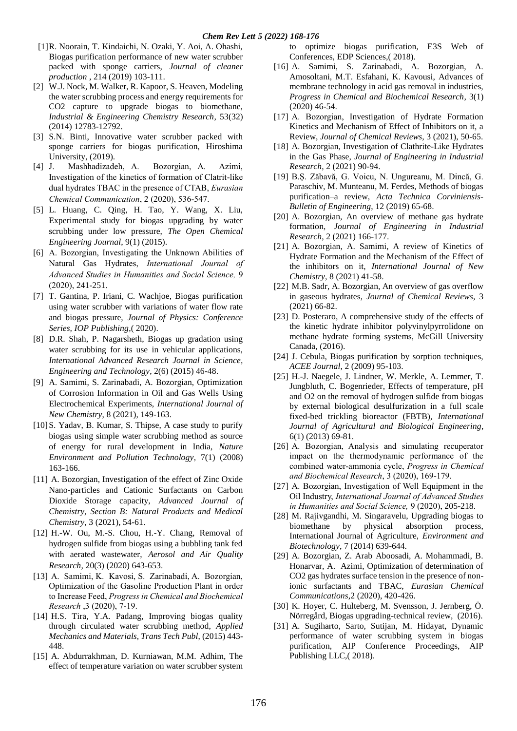[1] R. Noorain, T. Kindaichi, N. Ozaki, Y. Aoi, A. Ohashi, Biogas purification performance of new water scrubber packed with sponge carriers, *Journal of cleaner production* , 214 (2019) 103-111.

[2] W.J. Nock, M. Walker, R. Kapoor, S. Heaven, Modeling the water scrubbing process and energy requirements for CO2 capture to upgrade biogas to biomethane, *Industrial & Engineering Chemistry Research*, 53(32) (2014) 12783-12792.

[3] S.N. Binti, Innovative water scrubber packed with sponge carriers for biogas purification, Hiroshima University, (2019).

[4] J. Mashhadizadeh, A. Bozorgian, A. Azimi, Investigation of the kinetics of formation of Clatrit-like dual hydrates TBAC in the presence of CTAB, *Eurasian Chemical Communication*, 2 (2020), 536-547.

[5] L. Huang, C. Qing, H. Tao, Y. Wang, X. Liu, Experimental study for biogas upgrading by water scrubbing under low pressure, *The Open Chemical Engineering Journal*, 9(1) (2015).

[6] A. Bozorgian, Investigating the Unknown Abilities of Natural Gas Hydrates, *International Journal of Advanced Studies in Humanities and Social Science,* 9 (2020), 241-251.

[7] T. Gantina, P. Iriani, C. Wachjoe, Biogas purification using water scrubber with variations of water flow rate and biogas pressure, *Journal of Physics: Conference Series, IOP Publishing*,( 2020).

[8] D.R. Shah, P. Nagarsheth, Biogas up gradation using water scrubbing for its use in vehicular applications, *International Advanced Research Journal in Science, Engineering and Technology*, 2(6) (2015) 46-48.

[9] A. Samimi, S. Zarinabadi, A. Bozorgian, Optimization of Corrosion Information in Oil and Gas Wells Using Electrochemical Experiments, *International Journal of New Chemistry*, 8 (2021), 149-163.

[10] S. Yadav, B. Kumar, S. Thipse, A case study to purify biogas using simple water scrubbing method as source of energy for rural development in India, *Nature Environment and Pollution Technology*, 7(1) (2008) 163-166.

[11] A. Bozorgian, Investigation of the effect of Zinc Oxide Nano-particles and Cationic Surfactants on Carbon Dioxide Storage capacity, *Advanced Journal of Chemistry, Section B: Natural Products and Medical Chemistry*, 3 (2021), 54-61.

[12] H.-W. Ou, M.-S. Chou, H.-Y. Chang, Removal of hydrogen sulfide from biogas using a bubbling tank fed with aerated wastewater, *Aerosol and Air Quality Research*, 20(3) (2020) 643-653.

[13] A. Samimi, K. Kavosi, S. Zarinabadi, A. Bozorgian, Optimization of the Gasoline Production Plant in order to Increase Feed, *Progress in Chemical and Biochemical Research* ,3 (2020), 7-19.

[14] H.S. Tira, Y.A. Padang, Improving biogas quality through circulated water scrubbing method, *Applied Mechanics and Materials, Trans Tech Publ*, (2015) 443-448.

[15] A. Abdurrakhman, D. Kurniawan, M.M. Adhim, The effect of temperature variation on water scrubber system to optimize biogas purification, E3S Web of Conferences, EDP Sciences,( 2018).

[16] A. Samimi, S. Zarinabadi, A. Bozorgian, A. Amosoltani, M.T. Esfahani, K. Kavousi, Advances of membrane technology in acid gas removal in industries, *Progress in Chemical and Biochemical Research*, 3(1) (2020) 46-54.

[17] A. Bozorgian, Investigation of Hydrate Formation Kinetics and Mechanism of Effect of Inhibitors on it, a Review, *Journal of Chemical Reviews*, 3 (2021), 50-65.

[18] A. Bozorgian, Investigation of Clathrite-Like Hydrates in the Gas Phase, *Journal of Engineering in Industrial Research*, 2 (2021) 90-94.

[19] B.Ș. Zăbavă, G. Voicu, N. Ungureanu, M. Dincă, G. Paraschiv, M. Munteanu, M. Ferdes, Methods of biogas purification–a review, *Acta Technica Corviniensis-Bulletin of Engineering*, 12 (2019) 65-68.

[20] A. Bozorgian, An overview of methane gas hydrate formation, *Journal of Engineering in Industrial Research*, 2 (2021) 166-177.

[21] A. Bozorgian, A. Samimi, A review of Kinetics of Hydrate Formation and the Mechanism of the Effect of the inhibitors on it, *International Journal of New Chemistry*, 8 (2021) 41-58.

[22] M.B. Sadr, A. Bozorgian, An overview of gas overflow in gaseous hydrates, *Journal of Chemical Reviews*, 3 (2021) 66-82.

[23] D. Posteraro, A comprehensive study of the effects of the kinetic hydrate inhibitor polyvinylpyrrolidone on methane hydrate forming systems, McGill University Canada, (2016).

[24] J. Cebula, Biogas purification by sorption techniques, *ACEE Journal*, 2 (2009) 95-103.

[25] H.-J. Naegele, J. Lindner, W. Merkle, A. Lemmer, T. Jungbluth, C. Bogenrieder, Effects of temperature, pH and O2 on the removal of hydrogen sulfide from biogas by external biological desulfurization in a full scale fixed-bed trickling bioreactor (FBTB), *International Journal of Agricultural and Biological Engineering*, 6(1) (2013) 69-81.

[26] A. Bozorgian, Analysis and simulating recuperator impact on the thermodynamic performance of the combined water-ammonia cycle, *Progress in Chemical and Biochemical Research*, 3 (2020), 169-179.

[27] A. Bozorgian, Investigation of Well Equipment in the Oil Industry, *International Journal of Advanced Studies in Humanities and Social Science,* 9 (2020), 205-218.

[28] M. Rajivgandhi, M. Singaravelu, Upgrading biogas to biomethane by physical absorption process, International Journal of Agriculture, *Environment and Biotechnology*, 7 (2014) 639-644.

[29] A. Bozorgian, Z. Arab Aboosadi, A. Mohammadi, B. Honarvar, A. Azimi, Optimization of determination of CO2 gas hydrates surface tension in the presence of non-ionic surfactants and TBAC, *Eurasian Chemical Communications*,2 (2020), 420-426.

[30] K. Hoyer, C. Hulteberg, M. Svensson, J. Jernberg, Ö. Nörregård, Biogas upgrading-technical review, (2016).

[31] A. Sugiharto, Sarto, Sutijan, M. Hidayat, Dynamic performance of water scrubbing system in biogas purification, AIP Conference Proceedings, AIP Publishing LLC,( 2018).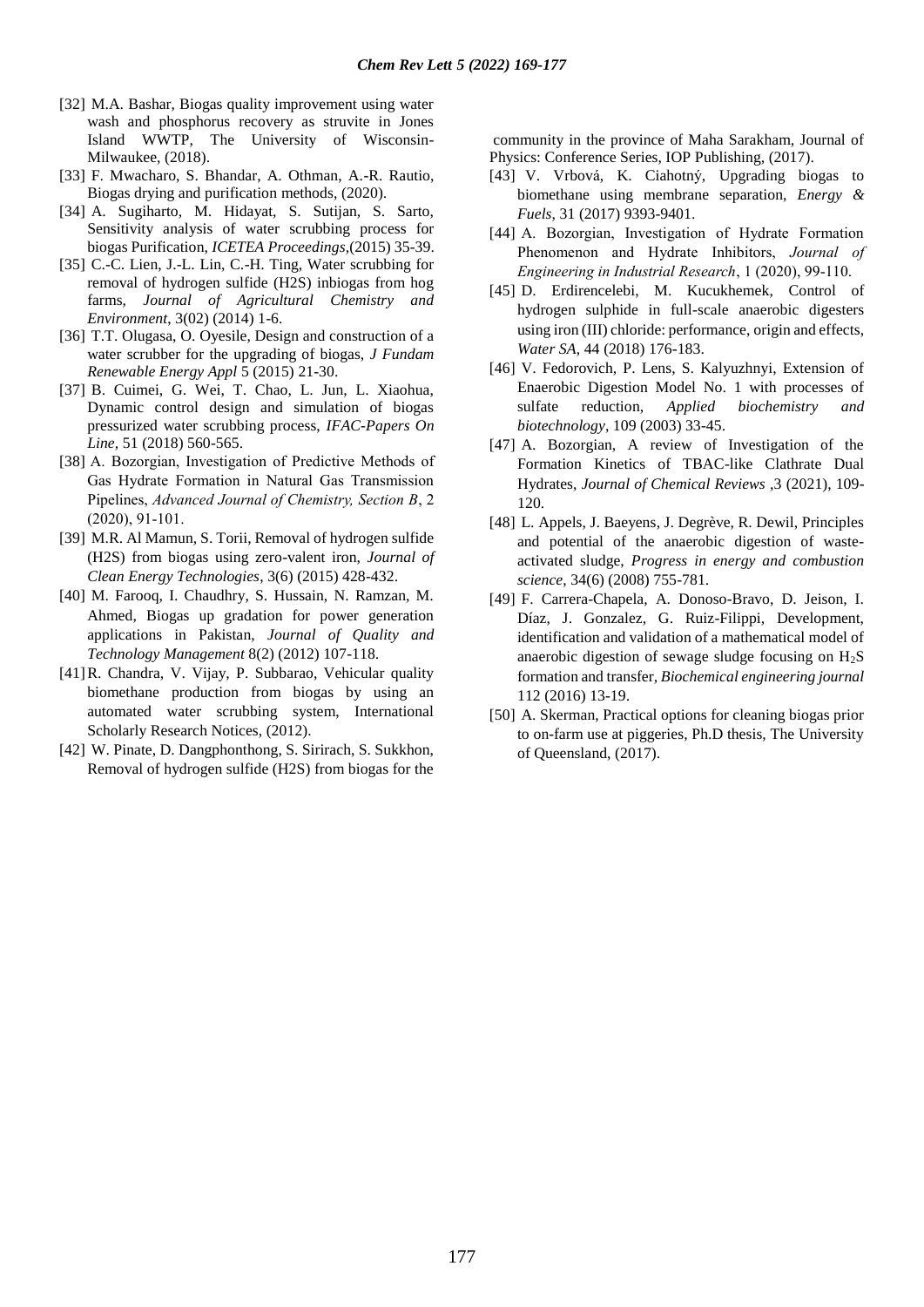[32] M.A. Bashar, Biogas quality improvement using water wash and phosphorus recovery as struvite in Jones Island WWTP, The University of Wisconsin-Milwaukee, (2018).

[33] F. Mwacharo, S. Bhandar, A. Othman, A.-R. Rautio, Biogas drying and purification methods, (2020).

[34] A. Sugiharto, M. Hidayat, S. Sutijan, S. Sarto, Sensitivity analysis of water scrubbing process for biogas Purification, *ICETEA Proceedings*,(2015) 35-39.

[35] C.-C. Lien, J.-L. Lin, C.-H. Ting, Water scrubbing for removal of hydrogen sulfide (H2S) inbiogas from hog farms, *Journal of Agricultural Chemistry and Environment*, 3(02) (2014) 1-6.

[36] T.T. Olugasa, O. Oyesile, Design and construction of a water scrubber for the upgrading of biogas, *J Fundam Renewable Energy Appl* 5 (2015) 21-30.

[37] B. Cuimei, G. Wei, T. Chao, L. Jun, L. Xiaohua, Dynamic control design and simulation of biogas pressurized water scrubbing process, *IFAC-Papers On Line*, 51 (2018) 560-565.

[38] A. Bozorgian, Investigation of Predictive Methods of Gas Hydrate Formation in Natural Gas Transmission Pipelines, *Advanced Journal of Chemistry, Section B*, 2 (2020), 91-101.

[39] M.R. Al Mamun, S. Torii, Removal of hydrogen sulfide (H2S) from biogas using zero-valent iron, *Journal of Clean Energy Technologies*, 3(6) (2015) 428-432.

[40] M. Farooq, I. Chaudhry, S. Hussain, N. Ramzan, M. Ahmed, Biogas up gradation for power generation applications in Pakistan, *Journal of Quality and Technology Management* 8(2) (2012) 107-118.

[41] R. Chandra, V. Vijay, P. Subbarao, Vehicular quality biomethane production from biogas by using an automated water scrubbing system, International Scholarly Research Notices, (2012).

[42] W. Pinate, D. Dangphonthong, S. Sirirach, S. Sukkhon, Removal of hydrogen sulfide (H2S) from biogas for the community in the province of Maha Sarakham, Journal of Physics: Conference Series, IOP Publishing, (2017).

[43] V. Vrbová, K. Ciahotný, Upgrading biogas to biomethane using membrane separation, *Energy & Fuels*, 31 (2017) 9393-9401.

[44] A. Bozorgian, Investigation of Hydrate Formation Phenomenon and Hydrate Inhibitors, *Journal of Engineering in Industrial Research*, 1 (2020), 99-110.

[45] D. Erdirencelebi, M. Kucukhemek, Control of hydrogen sulphide in full-scale anaerobic digesters using iron (III) chloride: performance, origin and effects, *Water SA*, 44 (2018) 176-183.

[46] V. Fedorovich, P. Lens, S. Kalyuzhnyi, Extension of Enaerobic Digestion Model No. 1 with processes of sulfate reduction, *Applied biochemistry and biotechnology*, 109 (2003) 33-45.

[47] A. Bozorgian, A review of Investigation of the Formation Kinetics of TBAC-like Clathrate Dual Hydrates, *Journal of Chemical Reviews* ,3 (2021), 109-120.

[48] L. Appels, J. Baeyens, J. Degrève, R. Dewil, Principles and potential of the anaerobic digestion of waste-activated sludge, *Progress in energy and combustion science*, 34(6) (2008) 755-781.

[49] F. Carrera-Chapela, A. Donoso-Bravo, D. Jeison, I. Díaz, J. Gonzalez, G. Ruiz-Filippi, Development, identification and validation of a mathematical model of anaerobic digestion of sewage sludge focusing on $H_2S$ formation and transfer, *Biochemical engineering journal* 112 (2016) 13-19.

[50] A. Skerman, Practical options for cleaning biogas prior to on-farm use at piggeries, Ph.D thesis, The University of Queensland, (2017).